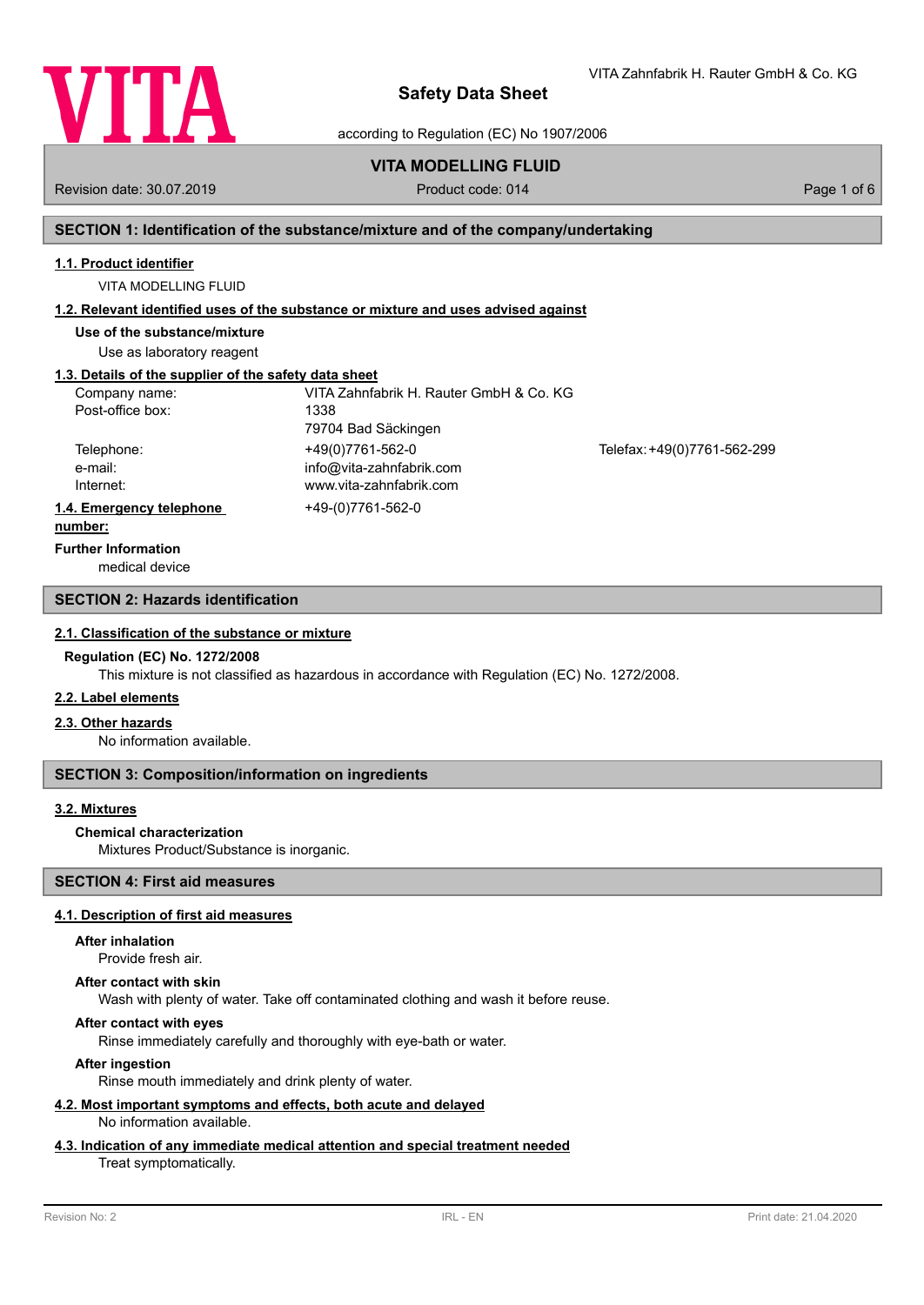# Safety Data Sheet

according to Regulation (EC) No 1907/2006

**VITA MODELLING FLUID**

Revision date: 30.07.2019 | Product code: 014

## SECTION 1: Identification of the substance/mixture and of the company/undertaking

### 1.1. Product identifier

VITA MODELLING FLUID

### 1.2. Relevant identified uses of the substance or mixture and uses advised against

**Use of the substance/mixture**

Use as laboratory reagent

### 1.3. Details of the supplier of the safety data sheet

| | | |
|---|---|---|
| Company name: | VITA Zahnfabrik H. Rauter GmbH & Co. KG | |
| Post-office box: | 1338 | |
| | 79704 Bad Säckingen | |
| Telephone: | +49(0)7761-562-0 | Telefax: +49(0)7761-562-299 |
| e-mail: | info@vita-zahnfabrik.com | |
| Internet: | www.vita-zahnfabrik.com | |

### 1.4. Emergency telephone number:

+49-(0)7761-562-0

**Further Information**

medical device

## SECTION 2: Hazards identification

### 2.1. Classification of the substance or mixture

**Regulation (EC) No. 1272/2008**

This mixture is not classified as hazardous in accordance with Regulation (EC) No. 1272/2008.

### 2.2. Label elements

### 2.3. Other hazards

No information available.

## SECTION 3: Composition/information on ingredients

### 3.2. Mixtures

**Chemical characterization**

Mixtures Product/Substance is inorganic.

## SECTION 4: First aid measures

### 4.1. Description of first aid measures

**After inhalation**

Provide fresh air.

**After contact with skin**

Wash with plenty of water. Take off contaminated clothing and wash it before reuse.

**After contact with eyes**

Rinse immediately carefully and thoroughly with eye-bath or water.

**After ingestion**

Rinse mouth immediately and drink plenty of water.

### 4.2. Most important symptoms and effects, both acute and delayed

No information available.

### 4.3. Indication of any immediate medical attention and special treatment needed

Treat symptomatically.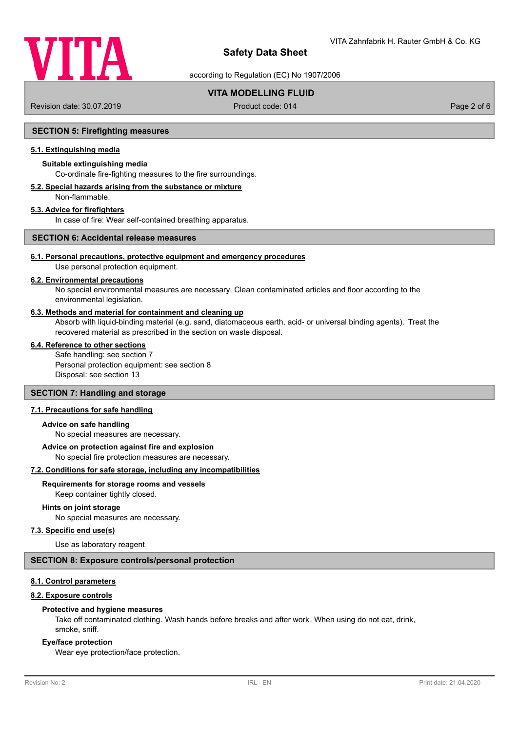## SECTION 5: Firefighting measures

### 5.1. Extinguishing media

**Suitable extinguishing media**

Co-ordinate fire-fighting measures to the fire surroundings.

### 5.2. Special hazards arising from the substance or mixture

Non-flammable.

### 5.3. Advice for firefighters

In case of fire: Wear self-contained breathing apparatus.

## SECTION 6: Accidental release measures

### 6.1. Personal precautions, protective equipment and emergency procedures

Use personal protection equipment.

### 6.2. Environmental precautions

No special environmental measures are necessary. Clean contaminated articles and floor according to the environmental legislation.

### 6.3. Methods and material for containment and cleaning up

Absorb with liquid-binding material (e.g. sand, diatomaceous earth, acid- or universal binding agents). Treat the recovered material as prescribed in the section on waste disposal.

### 6.4. Reference to other sections

Safe handling: see section 7
Personal protection equipment: see section 8
Disposal: see section 13

## SECTION 7: Handling and storage

### 7.1. Precautions for safe handling

**Advice on safe handling**

No special measures are necessary.

**Advice on protection against fire and explosion**

No special fire protection measures are necessary.

### 7.2. Conditions for safe storage, including any incompatibilities

**Requirements for storage rooms and vessels**

Keep container tightly closed.

**Hints on joint storage**

No special measures are necessary.

### 7.3. Specific end use(s)

Use as laboratory reagent

## SECTION 8: Exposure controls/personal protection

### 8.1. Control parameters

### 8.2. Exposure controls

**Protective and hygiene measures**

Take off contaminated clothing. Wash hands before breaks and after work. When using do not eat, drink, smoke, sniff.

**Eye/face protection**

Wear eye protection/face protection.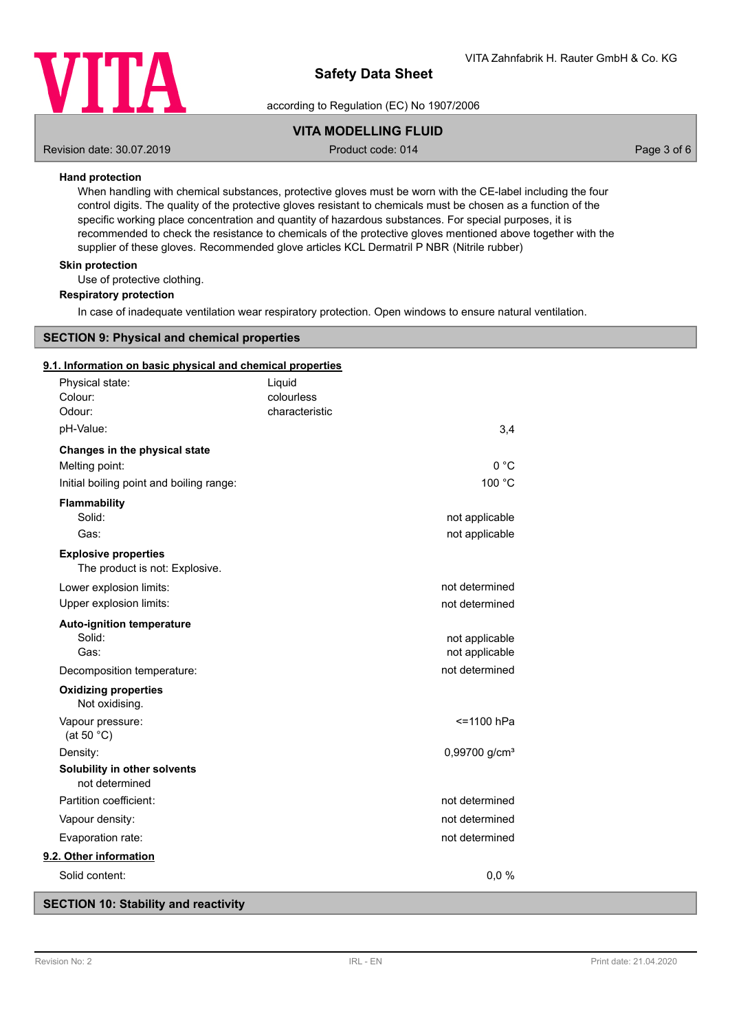**Hand protection**

When handling with chemical substances, protective gloves must be worn with the CE-label including the four control digits. The quality of the protective gloves resistant to chemicals must be chosen as a function of the specific working place concentration and quantity of hazardous substances. For special purposes, it is recommended to check the resistance to chemicals of the protective gloves mentioned above together with the supplier of these gloves. Recommended glove articles KCL Dermatril P NBR (Nitrile rubber)

**Skin protection**

Use of protective clothing.

**Respiratory protection**

In case of inadequate ventilation wear respiratory protection. Open windows to ensure natural ventilation.

## SECTION 9: Physical and chemical properties

### 9.1. Information on basic physical and chemical properties

| | |
|---|---|
| Physical state: | Liquid |
| Colour: | colourless |
| Odour: | characteristic |
| pH-Value: | 3,4 |

**Changes in the physical state**

| | |
|---|---|
| Melting point: | 0 °C |
| Initial boiling point and boiling range: | 100 °C |

**Flammability**

| | |
|---|---|
| Solid: | not applicable |
| Gas: | not applicable |

**Explosive properties**

The product is not: Explosive.

| | |
|---|---|
| Lower explosion limits: | not determined |
| Upper explosion limits: | not determined |

**Auto-ignition temperature**

| | |
|---|---|
| Solid: | not applicable |
| Gas: | not applicable |
| Decomposition temperature: | not determined |

**Oxidizing properties**

Not oxidising.

| | |
|---|---|
| Vapour pressure: (at 50 °C) | <=1100 hPa |
| Density: | 0,99700 g/cm³ |

**Solubility in other solvents**

not determined

| | |
|---|---|
| Partition coefficient: | not determined |
| Vapour density: | not determined |
| Evaporation rate: | not determined |

### 9.2. Other information

| | |
|---|---|
| Solid content: | 0,0 % |

## SECTION 10: Stability and reactivity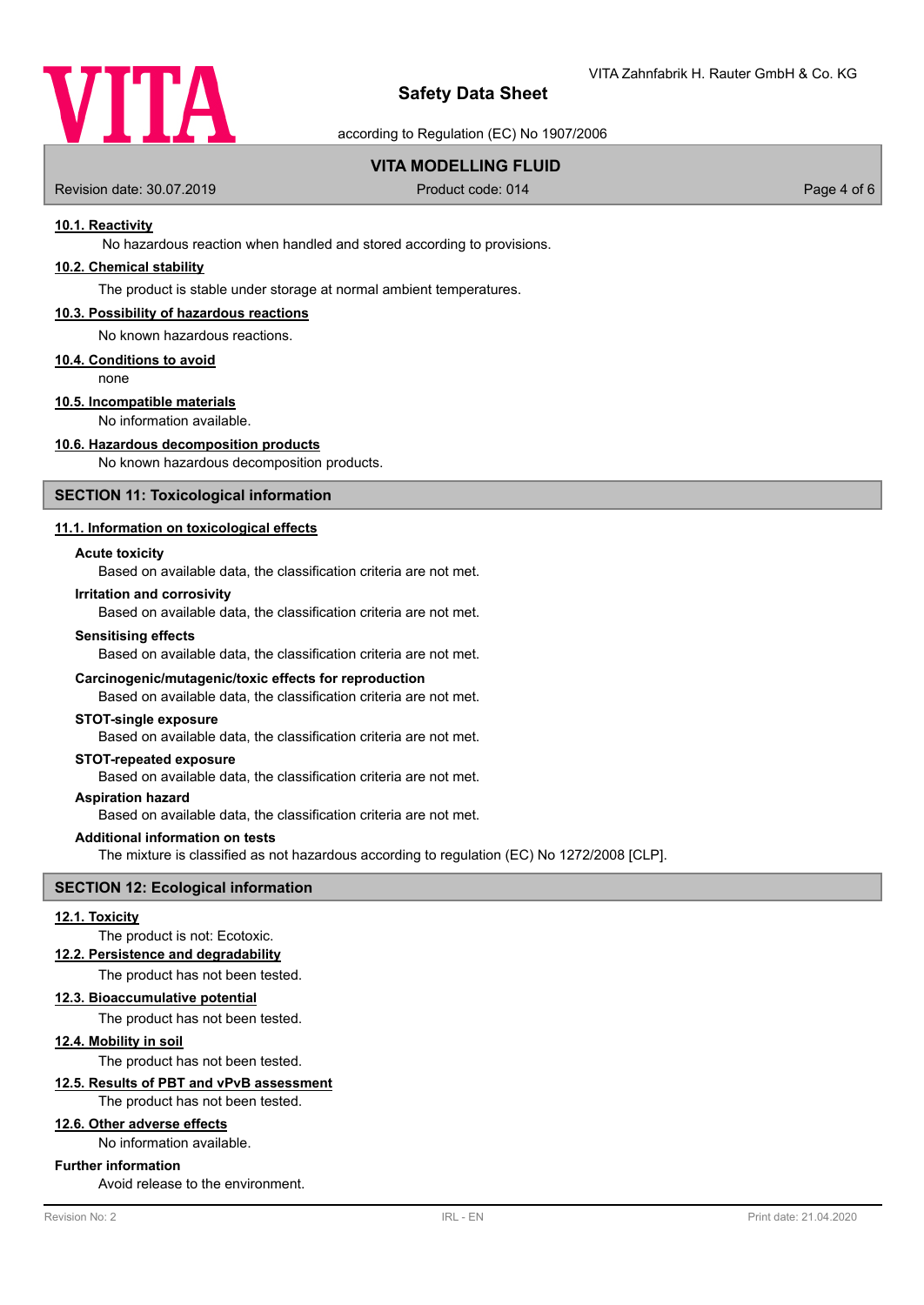#### 10.1. Reactivity

No hazardous reaction when handled and stored according to provisions.

#### 10.2. Chemical stability

The product is stable under storage at normal ambient temperatures.

#### 10.3. Possibility of hazardous reactions

No known hazardous reactions.

#### 10.4. Conditions to avoid

none

#### 10.5. Incompatible materials

No information available.

#### 10.6. Hazardous decomposition products

No known hazardous decomposition products.

## SECTION 11: Toxicological information

#### 11.1. Information on toxicological effects

**Acute toxicity**

Based on available data, the classification criteria are not met.

**Irritation and corrosivity**

Based on available data, the classification criteria are not met.

**Sensitising effects**

Based on available data, the classification criteria are not met.

**Carcinogenic/mutagenic/toxic effects for reproduction**

Based on available data, the classification criteria are not met.

**STOT-single exposure**

Based on available data, the classification criteria are not met.

**STOT-repeated exposure**

Based on available data, the classification criteria are not met.

**Aspiration hazard**

Based on available data, the classification criteria are not met.

**Additional information on tests**

The mixture is classified as not hazardous according to regulation (EC) No 1272/2008 [CLP].

## SECTION 12: Ecological information

#### 12.1. Toxicity

The product is not: Ecotoxic.

#### 12.2. Persistence and degradability

The product has not been tested.

#### 12.3. Bioaccumulative potential

The product has not been tested.

#### 12.4. Mobility in soil

The product has not been tested.

#### 12.5. Results of PBT and vPvB assessment

The product has not been tested.

#### 12.6. Other adverse effects

No information available.

**Further information**

Avoid release to the environment.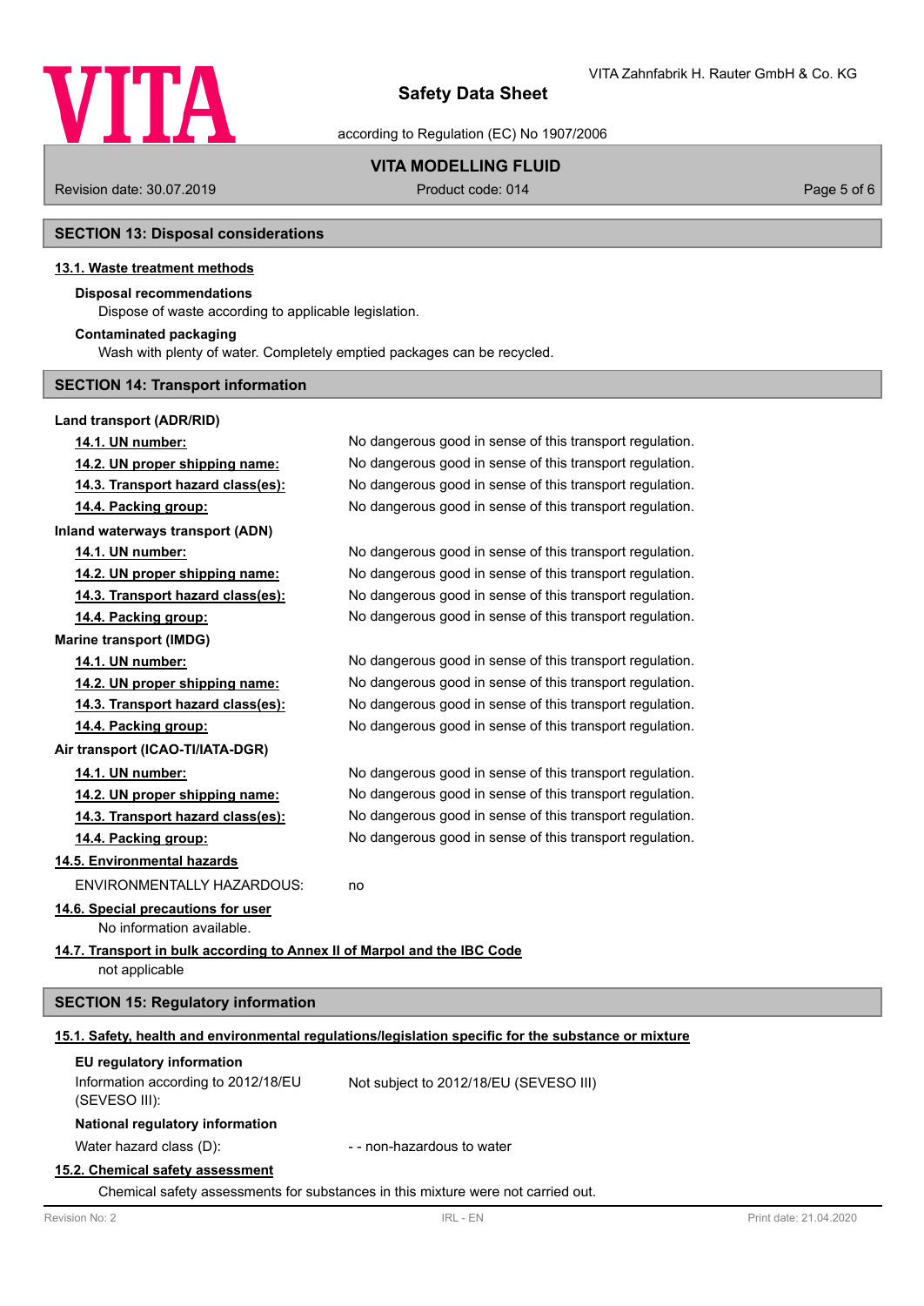## SECTION 13: Disposal considerations

### 13.1. Waste treatment methods

**Disposal recommendations**

Dispose of waste according to applicable legislation.

**Contaminated packaging**

Wash with plenty of water. Completely emptied packages can be recycled.

## SECTION 14: Transport information

**Land transport (ADR/RID)**

| | |
|---|---|
| 14.1. UN number: | No dangerous good in sense of this transport regulation. |
| 14.2. UN proper shipping name: | No dangerous good in sense of this transport regulation. |
| 14.3. Transport hazard class(es): | No dangerous good in sense of this transport regulation. |
| 14.4. Packing group: | No dangerous good in sense of this transport regulation. |

**Inland waterways transport (ADN)**

| | |
|---|---|
| 14.1. UN number: | No dangerous good in sense of this transport regulation. |
| 14.2. UN proper shipping name: | No dangerous good in sense of this transport regulation. |
| 14.3. Transport hazard class(es): | No dangerous good in sense of this transport regulation. |
| 14.4. Packing group: | No dangerous good in sense of this transport regulation. |

**Marine transport (IMDG)**

| | |
|---|---|
| 14.1. UN number: | No dangerous good in sense of this transport regulation. |
| 14.2. UN proper shipping name: | No dangerous good in sense of this transport regulation. |
| 14.3. Transport hazard class(es): | No dangerous good in sense of this transport regulation. |
| 14.4. Packing group: | No dangerous good in sense of this transport regulation. |

**Air transport (ICAO-TI/IATA-DGR)**

| | |
|---|---|
| 14.1. UN number: | No dangerous good in sense of this transport regulation. |
| 14.2. UN proper shipping name: | No dangerous good in sense of this transport regulation. |
| 14.3. Transport hazard class(es): | No dangerous good in sense of this transport regulation. |
| 14.4. Packing group: | No dangerous good in sense of this transport regulation. |

### 14.5. Environmental hazards

ENVIRONMENTALLY HAZARDOUS: no

### 14.6. Special precautions for user

No information available.

### 14.7. Transport in bulk according to Annex II of Marpol and the IBC Code

not applicable

## SECTION 15: Regulatory information

### 15.1. Safety, health and environmental regulations/legislation specific for the substance or mixture

**EU regulatory information**

| | |
|---|---|
| Information according to 2012/18/EU (SEVESO III): | Not subject to 2012/18/EU (SEVESO III) |

**National regulatory information**

| | |
|---|---|
| Water hazard class (D): | - - non-hazardous to water |

### 15.2. Chemical safety assessment

Chemical safety assessments for substances in this mixture were not carried out.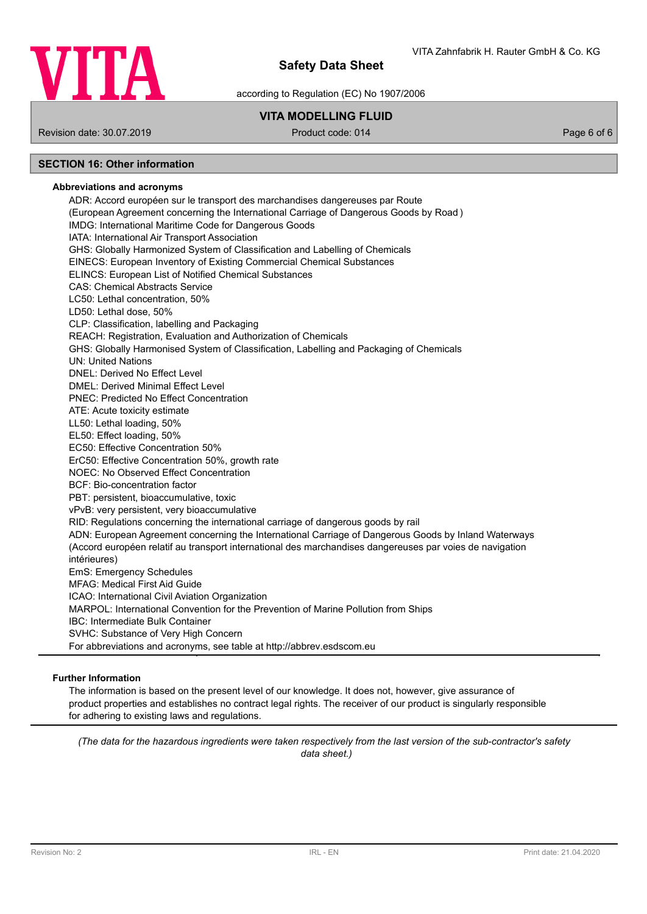## SECTION 16: Other information

### Abbreviations and acronyms

ADR: Accord européen sur le transport des marchandises dangereuses par Route
(European Agreement concerning the International Carriage of Dangerous Goods by Road )
IMDG: International Maritime Code for Dangerous Goods
IATA: International Air Transport Association
GHS: Globally Harmonized System of Classification and Labelling of Chemicals
EINECS: European Inventory of Existing Commercial Chemical Substances
ELINCS: European List of Notified Chemical Substances
CAS: Chemical Abstracts Service
LC50: Lethal concentration, 50%
LD50: Lethal dose, 50%
CLP: Classification, labelling and Packaging
REACH: Registration, Evaluation and Authorization of Chemicals
GHS: Globally Harmonised System of Classification, Labelling and Packaging of Chemicals
UN: United Nations
DNEL: Derived No Effect Level
DMEL: Derived Minimal Effect Level
PNEC: Predicted No Effect Concentration
ATE: Acute toxicity estimate
LL50: Lethal loading, 50%
EL50: Effect loading, 50%
EC50: Effective Concentration 50%
ErC50: Effective Concentration 50%, growth rate
NOEC: No Observed Effect Concentration
BCF: Bio-concentration factor
PBT: persistent, bioaccumulative, toxic
vPvB: very persistent, very bioaccumulative
RID: Regulations concerning the international carriage of dangerous goods by rail
ADN: European Agreement concerning the International Carriage of Dangerous Goods by Inland Waterways
(Accord européen relatif au transport international des marchandises dangereuses par voies de navigation intérieures)
EmS: Emergency Schedules
MFAG: Medical First Aid Guide
ICAO: International Civil Aviation Organization
MARPOL: International Convention for the Prevention of Marine Pollution from Ships
IBC: Intermediate Bulk Container
SVHC: Substance of Very High Concern
For abbreviations and acronyms, see table at http://abbrev.esdscom.eu

### Further Information

The information is based on the present level of our knowledge. It does not, however, give assurance of product properties and establishes no contract legal rights. The receiver of our product is singularly responsible for adhering to existing laws and regulations.

*(The data for the hazardous ingredients were taken respectively from the last version of the sub-contractor's safety data sheet.)*